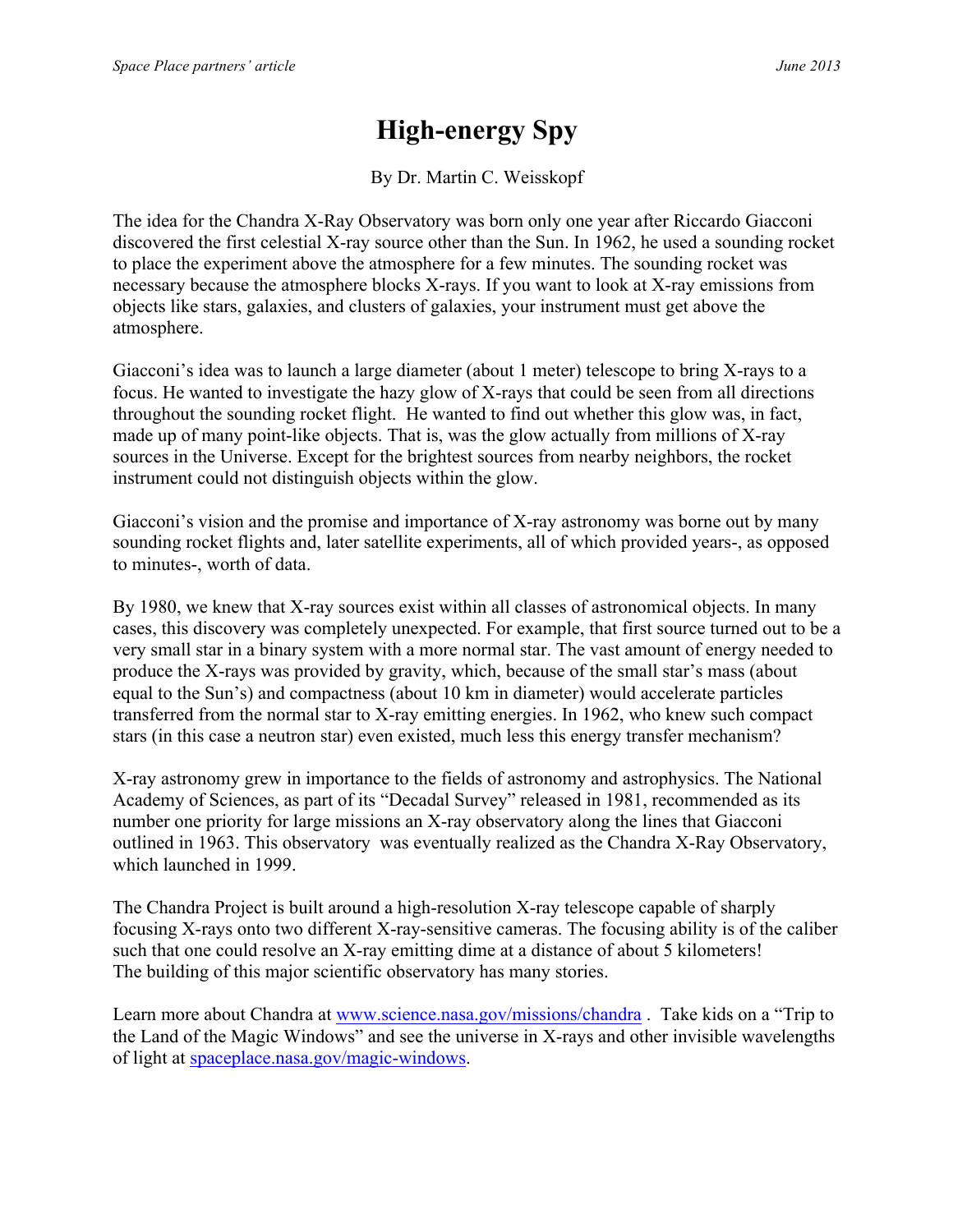# High-energy Spy

By Dr. Martin C. Weisskopf

The idea for the Chandra X-Ray Observatory was born only one year after Riccardo Giacconi discovered the first celestial X-ray source other than the Sun. In 1962, he used a sounding rocket to place the experiment above the atmosphere for a few minutes. The sounding rocket was necessary because the atmosphere blocks X-rays. If you want to look at X-ray emissions from objects like stars, galaxies, and clusters of galaxies, your instrument must get above the atmosphere.

Giacconi's idea was to launch a large diameter (about 1 meter) telescope to bring X-rays to a focus. He wanted to investigate the hazy glow of X-rays that could be seen from all directions throughout the sounding rocket flight. He wanted to find out whether this glow was, in fact, made up of many point-like objects. That is, was the glow actually from millions of X-ray sources in the Universe. Except for the brightest sources from nearby neighbors, the rocket instrument could not distinguish objects within the glow.

Giacconi's vision and the promise and importance of X-ray astronomy was borne out by many sounding rocket flights and, later satellite experiments, all of which provided years-, as opposed to minutes-, worth of data.

By 1980, we knew that X-ray sources exist within all classes of astronomical objects. In many cases, this discovery was completely unexpected. For example, that first source turned out to be a very small star in a binary system with a more normal star. The vast amount of energy needed to produce the X-rays was provided by gravity, which, because of the small star's mass (about equal to the Sun's) and compactness (about 10 km in diameter) would accelerate particles transferred from the normal star to X-ray emitting energies. In 1962, who knew such compact stars (in this case a neutron star) even existed, much less this energy transfer mechanism?

X-ray astronomy grew in importance to the fields of astronomy and astrophysics. The National Academy of Sciences, as part of its "Decadal Survey" released in 1981, recommended as its number one priority for large missions an X-ray observatory along the lines that Giacconi outlined in 1963. This observatory was eventually realized as the Chandra X-Ray Observatory, which launched in 1999.

The Chandra Project is built around a high-resolution X-ray telescope capable of sharply focusing X-rays onto two different X-ray-sensitive cameras. The focusing ability is of the caliber such that one could resolve an X-ray emitting dime at a distance of about 5 kilometers! The building of this major scientific observatory has many stories.

Learn more about Chandra at [www.science.nasa.gov/missions/chandra](http://www.science.nasa.gov/missions/chandra) . Take kids on a "Trip to the Land of the Magic Windows" and see the universe in X-rays and other invisible wavelengths of light at [spaceplace.nasa.gov/magic-windows](http://spaceplace.nasa.gov/magic-windows).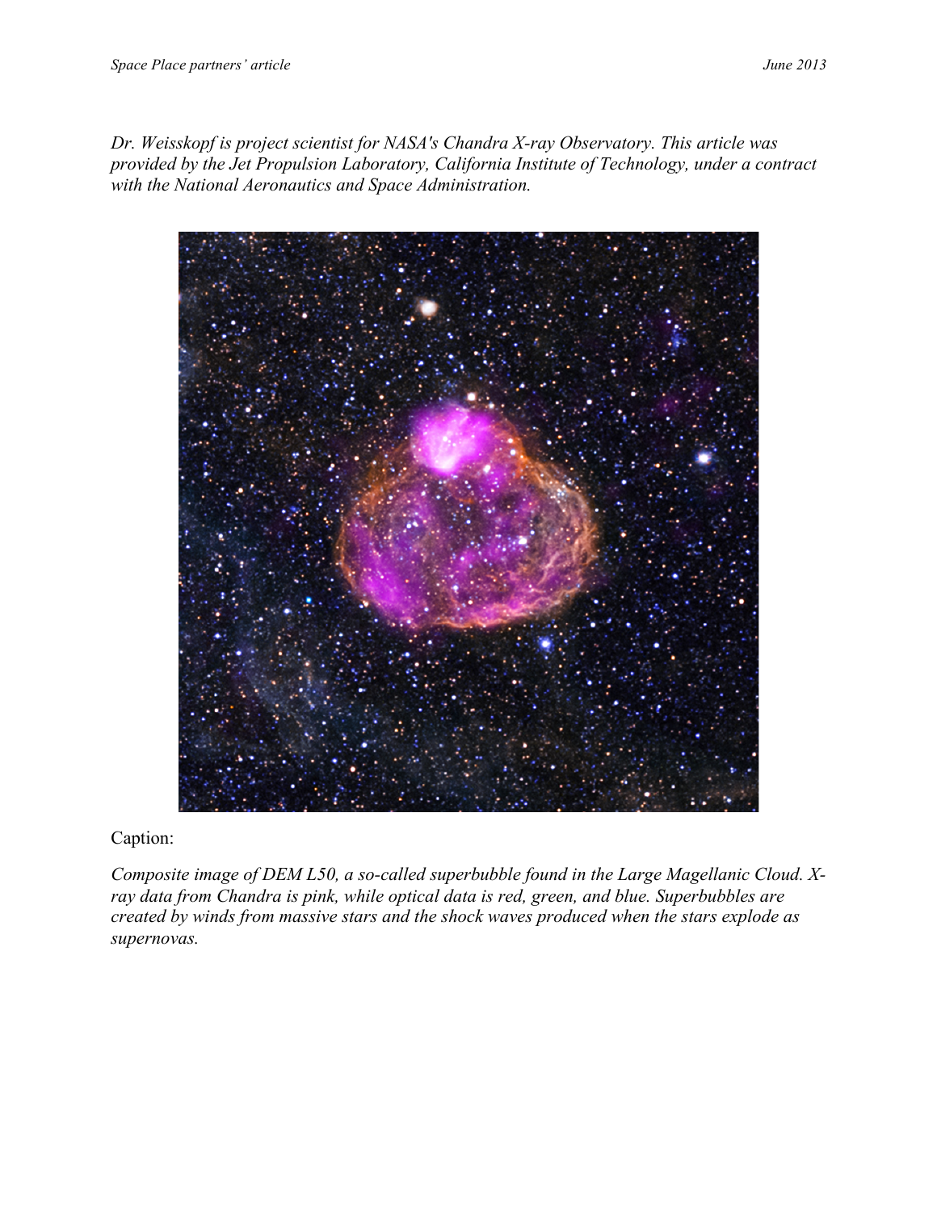*Dr. Weisskopf is project scientist for NASA's Chandra X-ray Observatory. This article was provided by the Jet Propulsion Laboratory, California Institute of Technology, under a contract with the National Aeronautics and Space Administration.*

Caption:

*Composite image of DEM L50, a so-called superbubble found in the Large Magellanic Cloud. X-ray data from Chandra is pink, while optical data is red, green, and blue. Superbubbles are created by winds from massive stars and the shock waves produced when the stars explode as supernovas.*